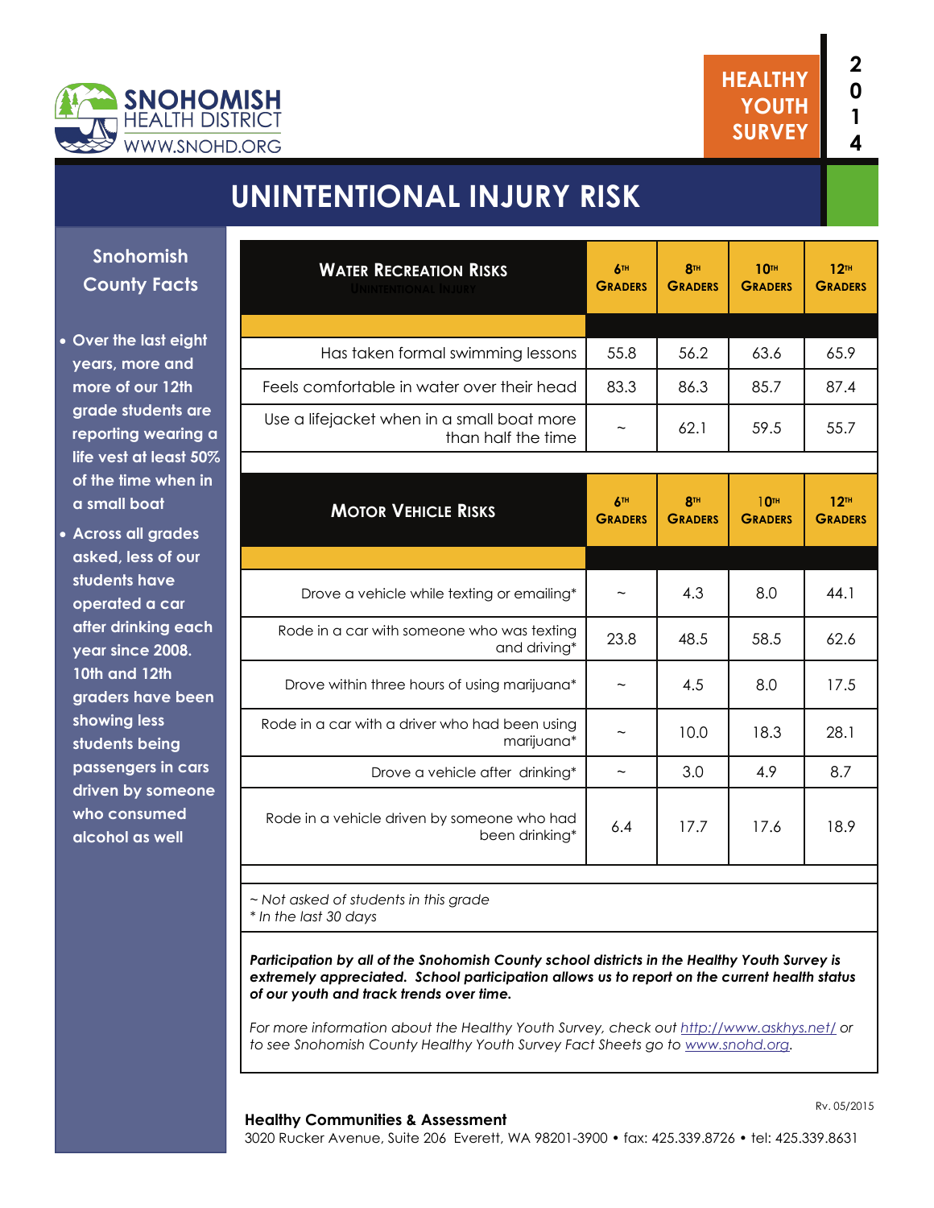SNOHOMISH HEALTH DISTRICT
WWW.SNOHD.ORG

HEALTHY YOUTH SURVEY 2014

# UNINTENTIONAL INJURY RISK

## Snohomish County Facts

- Over the last eight years, more and more of our 12th grade students are reporting wearing a life vest at least 50% of the time when in a small boat
- Across all grades asked, less of our students have operated a car after drinking each year since 2008. 10th and 12th graders have been showing less students being passengers in cars driven by someone who consumed alcohol as well

| Water Recreation Risks | 6th Graders | 8th Graders | 10th Graders | 12th Graders |
|---|---|---|---|---|
| Has taken formal swimming lessons | 55.8 | 56.2 | 63.6 | 65.9 |
| Feels comfortable in water over their head | 83.3 | 86.3 | 85.7 | 87.4 |
| Use a lifejacket when in a small boat more than half the time | ~ | 62.1 | 59.5 | 55.7 |

| Motor Vehicle Risks | 6th Graders | 8th Graders | 10th Graders | 12th Graders |
|---|---|---|---|---|
| Drove a vehicle while texting or emailing* | ~ | 4.3 | 8.0 | 44.1 |
| Rode in a car with someone who was texting and driving* | 23.8 | 48.5 | 58.5 | 62.6 |
| Drove within three hours of using marijuana* | ~ | 4.5 | 8.0 | 17.5 |
| Rode in a car with a driver who had been using marijuana* | ~ | 10.0 | 18.3 | 28.1 |
| Drove a vehicle after drinking* | ~ | 3.0 | 4.9 | 8.7 |
| Rode in a vehicle driven by someone who had been drinking* | 6.4 | 17.7 | 17.6 | 18.9 |

*~ Not asked of students in this grade*
*\* In the last 30 days*

***Participation by all of the Snohomish County school districts in the Healthy Youth Survey is extremely appreciated. School participation allows us to report on the current health status of our youth and track trends over time.***

*For more information about the Healthy Youth Survey, check out http://www.askhys.net/ or to see Snohomish County Healthy Youth Survey Fact Sheets go to www.snohd.org.*

Rv. 05/2015

**Healthy Communities & Assessment**
3020 Rucker Avenue, Suite 206 Everett, WA 98201-3900 • fax: 425.339.8726 • tel: 425.339.8631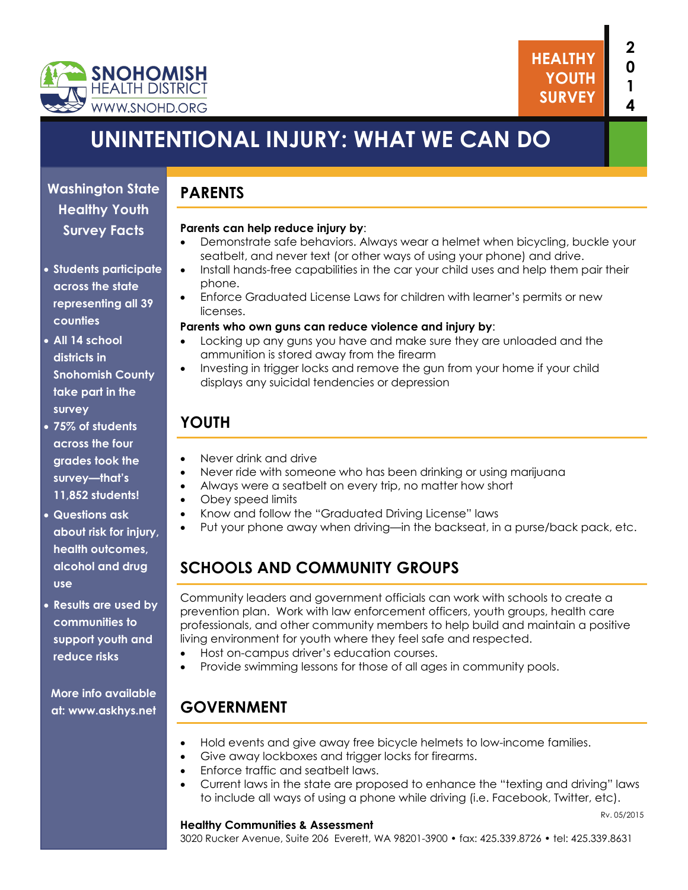SNOHOMISH HEALTH DISTRICT
WWW.SNOHD.ORG

HEALTHY YOUTH SURVEY 2014

# UNINTENTIONAL INJURY: WHAT WE CAN DO

## PARENTS

**Parents can help reduce injury by**:

- Demonstrate safe behaviors. Always wear a helmet when bicycling, buckle your seatbelt, and never text (or other ways of using your phone) and drive.
- Install hands-free capabilities in the car your child uses and help them pair their phone.
- Enforce Graduated License Laws for children with learner's permits or new licenses.

**Parents who own guns can reduce violence and injury by**:

- Locking up any guns you have and make sure they are unloaded and the ammunition is stored away from the firearm
- Investing in trigger locks and remove the gun from your home if your child displays any suicidal tendencies or depression

## YOUTH

- Never drink and drive
- Never ride with someone who has been drinking or using marijuana
- Always were a seatbelt on every trip, no matter how short
- Obey speed limits
- Know and follow the "Graduated Driving License" laws
- Put your phone away when driving—in the backseat, in a purse/back pack, etc.

## SCHOOLS AND COMMUNITY GROUPS

Community leaders and government officials can work with schools to create a prevention plan. Work with law enforcement officers, youth groups, health care professionals, and other community members to help build and maintain a positive living environment for youth where they feel safe and respected.

- Host on-campus driver's education courses.
- Provide swimming lessons for those of all ages in community pools.

## GOVERNMENT

- Hold events and give away free bicycle helmets to low-income families.
- Give away lockboxes and trigger locks for firearms.
- Enforce traffic and seatbelt laws.
- Current laws in the state are proposed to enhance the "texting and driving" laws to include all ways of using a phone while driving (i.e. Facebook, Twitter, etc).

### Washington State Healthy Youth Survey Facts

- **Students participate across the state representing all 39 counties**
- **All 14 school districts in Snohomish County take part in the survey**
- **75% of students across the four grades took the survey—that's 11,852 students!**
- **Questions ask about risk for injury, health outcomes, alcohol and drug use**
- **Results are used by communities to support youth and reduce risks**

**More info available at: www.askhys.net**

Rv. 05/2015

**Healthy Communities & Assessment**
3020 Rucker Avenue, Suite 206 Everett, WA 98201-3900 • fax: 425.339.8726 • tel: 425.339.8631